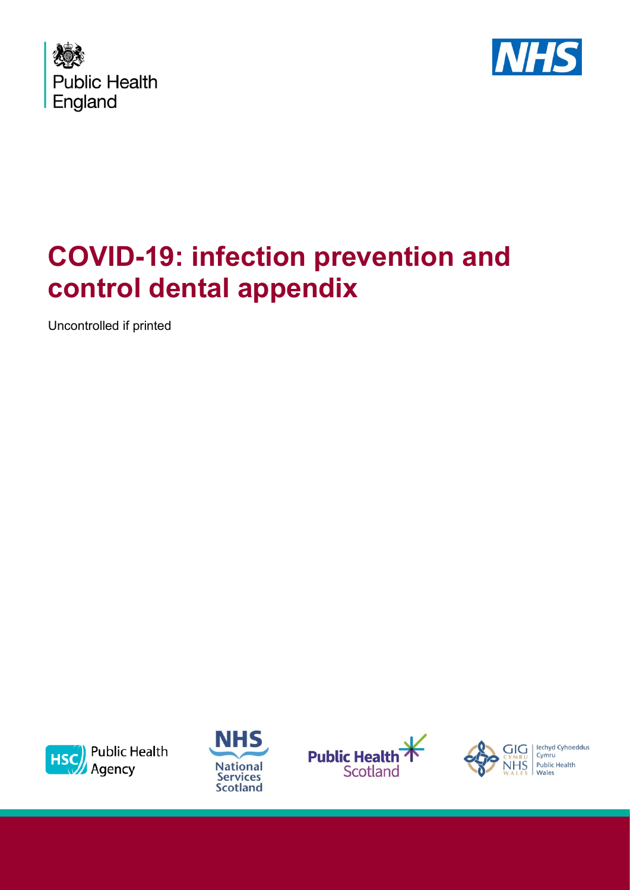Public Health England

# COVID-19: infection prevention and control dental appendix

Uncontrolled if printed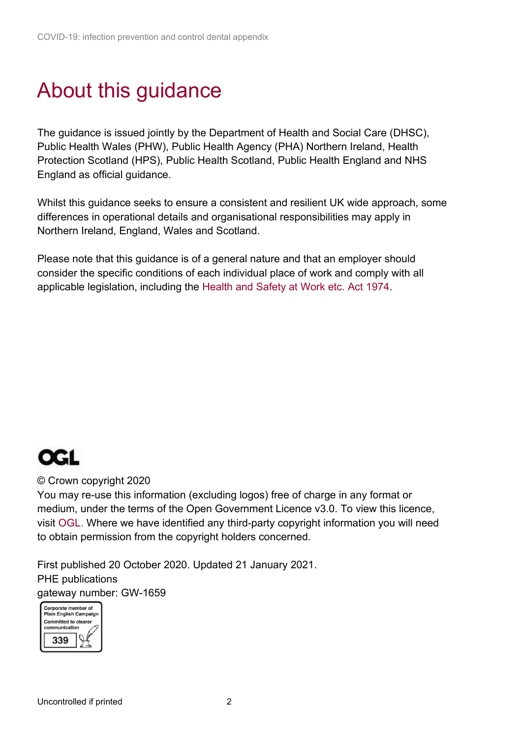# About this guidance

The guidance is issued jointly by the Department of Health and Social Care (DHSC), Public Health Wales (PHW), Public Health Agency (PHA) Northern Ireland, Health Protection Scotland (HPS), Public Health Scotland, Public Health England and NHS England as official guidance.

Whilst this guidance seeks to ensure a consistent and resilient UK wide approach, some differences in operational details and organisational responsibilities may apply in Northern Ireland, England, Wales and Scotland.

Please note that this guidance is of a general nature and that an employer should consider the specific conditions of each individual place of work and comply with all applicable legislation, including the Health and Safety at Work etc. Act 1974.

OGL

© Crown copyright 2020
You may re-use this information (excluding logos) free of charge in any format or medium, under the terms of the Open Government Licence v3.0. To view this licence, visit OGL. Where we have identified any third-party copyright information you will need to obtain permission from the copyright holders concerned.

First published 20 October 2020. Updated 21 January 2021.
PHE publications
gateway number: GW-1659

Corporate member of Plain English Campaign
Committed to clearer communication
339

Uncontrolled if printed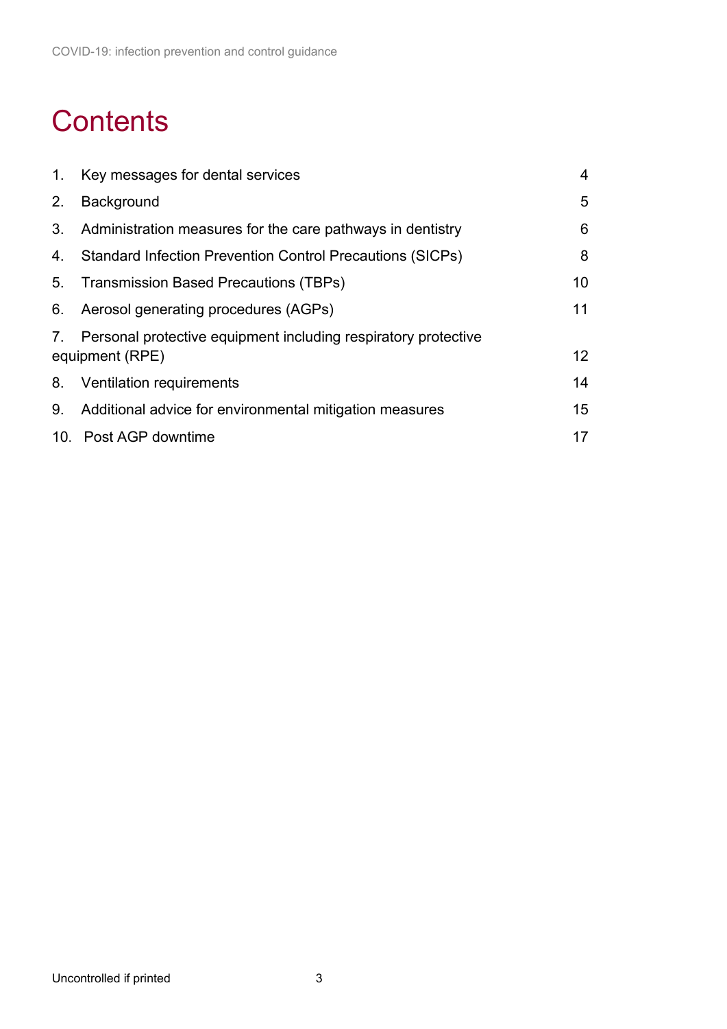# Contents

1. Key messages for dental services 4
2. Background 5
3. Administration measures for the care pathways in dentistry 6
4. Standard Infection Prevention Control Precautions (SICPs) 8
5. Transmission Based Precautions (TBPs) 10
6. Aerosol generating procedures (AGPs) 11
7. Personal protective equipment including respiratory protective equipment (RPE) 12
8. Ventilation requirements 14
9. Additional advice for environmental mitigation measures 15
10. Post AGP downtime 17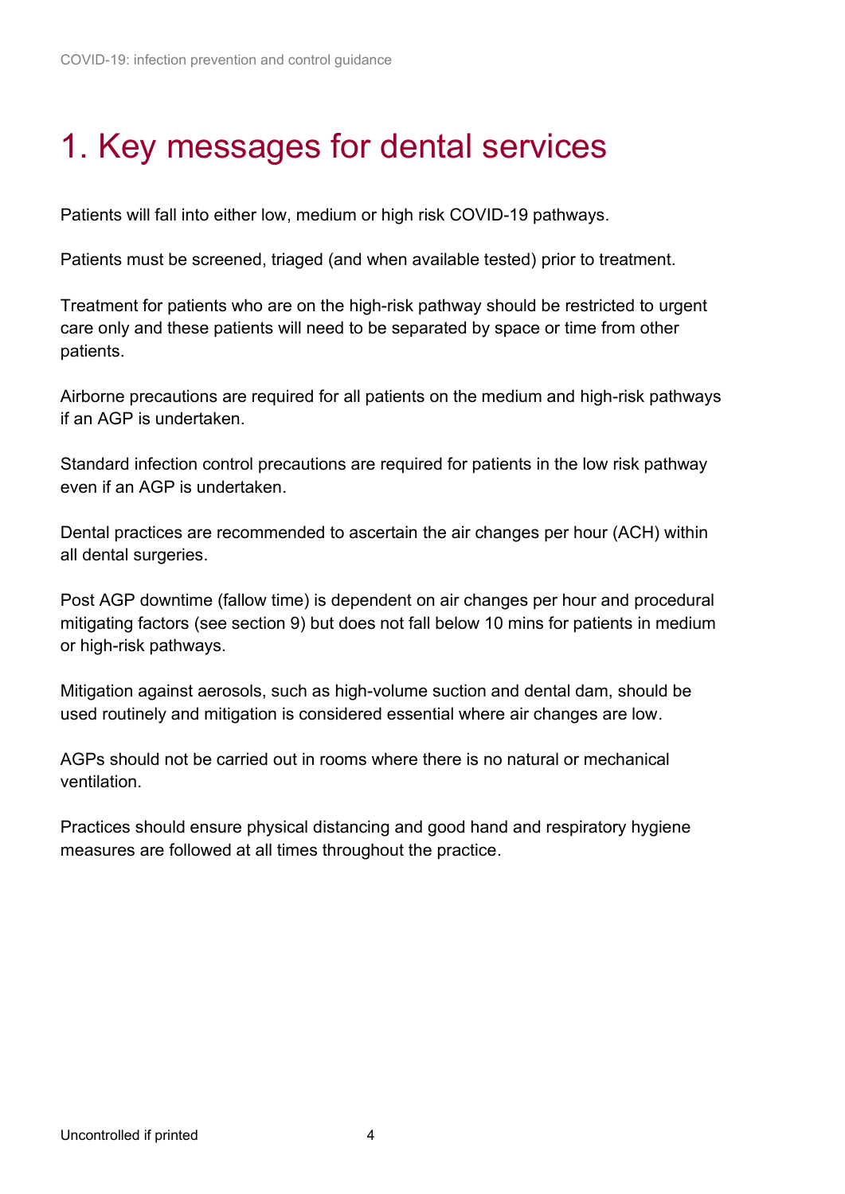# 1. Key messages for dental services

Patients will fall into either low, medium or high risk COVID-19 pathways.

Patients must be screened, triaged (and when available tested) prior to treatment.

Treatment for patients who are on the high-risk pathway should be restricted to urgent care only and these patients will need to be separated by space or time from other patients.

Airborne precautions are required for all patients on the medium and high-risk pathways if an AGP is undertaken.

Standard infection control precautions are required for patients in the low risk pathway even if an AGP is undertaken.

Dental practices are recommended to ascertain the air changes per hour (ACH) within all dental surgeries.

Post AGP downtime (fallow time) is dependent on air changes per hour and procedural mitigating factors (see section 9) but does not fall below 10 mins for patients in medium or high-risk pathways.

Mitigation against aerosols, such as high-volume suction and dental dam, should be used routinely and mitigation is considered essential where air changes are low.

AGPs should not be carried out in rooms where there is no natural or mechanical ventilation.

Practices should ensure physical distancing and good hand and respiratory hygiene measures are followed at all times throughout the practice.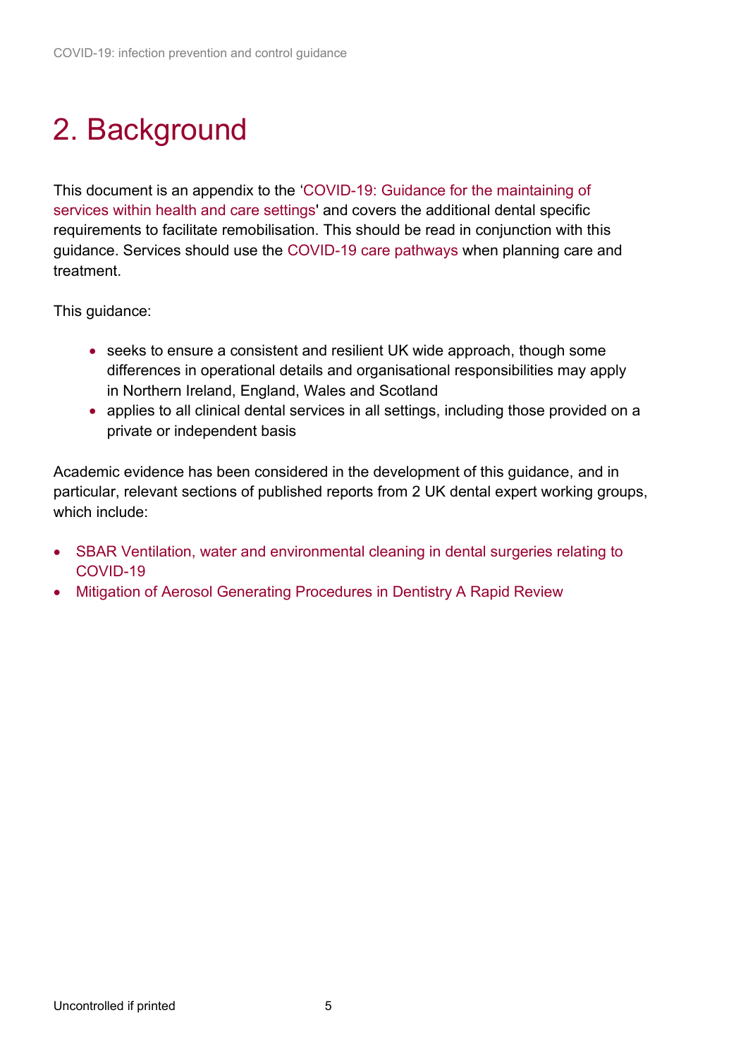# 2. Background

This document is an appendix to the 'COVID-19: Guidance for the maintaining of services within health and care settings' and covers the additional dental specific requirements to facilitate remobilisation. This should be read in conjunction with this guidance. Services should use the COVID-19 care pathways when planning care and treatment.

This guidance:

- seeks to ensure a consistent and resilient UK wide approach, though some differences in operational details and organisational responsibilities may apply in Northern Ireland, England, Wales and Scotland
- applies to all clinical dental services in all settings, including those provided on a private or independent basis

Academic evidence has been considered in the development of this guidance, and in particular, relevant sections of published reports from 2 UK dental expert working groups, which include:

- SBAR Ventilation, water and environmental cleaning in dental surgeries relating to COVID-19
- Mitigation of Aerosol Generating Procedures in Dentistry A Rapid Review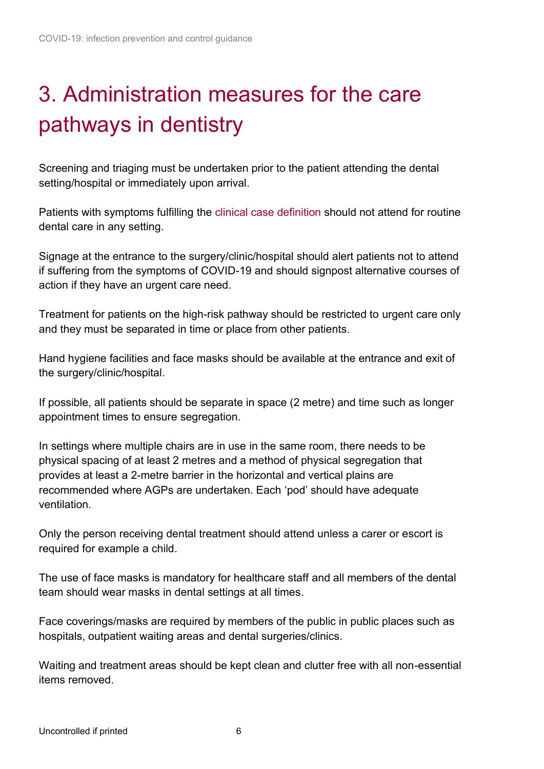# 3. Administration measures for the care pathways in dentistry

Screening and triaging must be undertaken prior to the patient attending the dental setting/hospital or immediately upon arrival.

Patients with symptoms fulfilling the clinical case definition should not attend for routine dental care in any setting.

Signage at the entrance to the surgery/clinic/hospital should alert patients not to attend if suffering from the symptoms of COVID-19 and should signpost alternative courses of action if they have an urgent care need.

Treatment for patients on the high-risk pathway should be restricted to urgent care only and they must be separated in time or place from other patients.

Hand hygiene facilities and face masks should be available at the entrance and exit of the surgery/clinic/hospital.

If possible, all patients should be separate in space (2 metre) and time such as longer appointment times to ensure segregation.

In settings where multiple chairs are in use in the same room, there needs to be physical spacing of at least 2 metres and a method of physical segregation that provides at least a 2-metre barrier in the horizontal and vertical plains are recommended where AGPs are undertaken. Each 'pod' should have adequate ventilation.

Only the person receiving dental treatment should attend unless a carer or escort is required for example a child.

The use of face masks is mandatory for healthcare staff and all members of the dental team should wear masks in dental settings at all times.

Face coverings/masks are required by members of the public in public places such as hospitals, outpatient waiting areas and dental surgeries/clinics.

Waiting and treatment areas should be kept clean and clutter free with all non-essential items removed.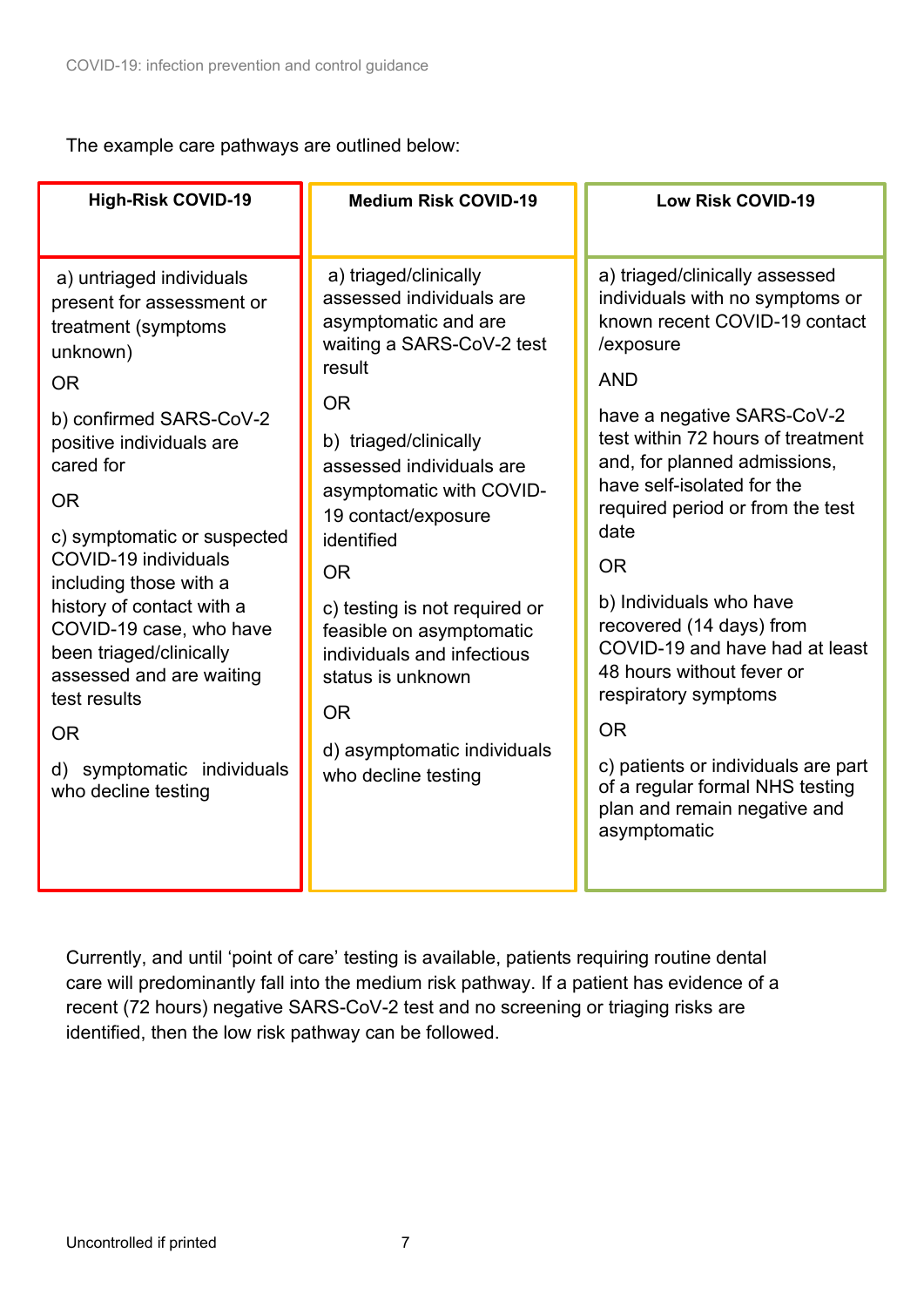The example care pathways are outlined below:

| High-Risk COVID-19 | Medium Risk COVID-19 | Low Risk COVID-19 |
|---|---|---|
| a) untriaged individuals present for assessment or treatment (symptoms unknown)<br><br>OR<br><br>b) confirmed SARS-CoV-2 positive individuals are cared for<br><br>OR<br><br>c) symptomatic or suspected COVID-19 individuals including those with a history of contact with a COVID-19 case, who have been triaged/clinically assessed and are waiting test results<br><br>OR<br><br>d) symptomatic individuals who decline testing | a) triaged/clinically assessed individuals are asymptomatic and are waiting a SARS-CoV-2 test result<br><br>OR<br><br>b) triaged/clinically assessed individuals are asymptomatic with COVID-19 contact/exposure identified<br><br>OR<br><br>c) testing is not required or feasible on asymptomatic individuals and infectious status is unknown<br><br>OR<br><br>d) asymptomatic individuals who decline testing | a) triaged/clinically assessed individuals with no symptoms or known recent COVID-19 contact /exposure<br><br>AND<br><br>have a negative SARS-CoV-2 test within 72 hours of treatment and, for planned admissions, have self-isolated for the required period or from the test date<br><br>OR<br><br>b) Individuals who have recovered (14 days) from COVID-19 and have had at least 48 hours without fever or respiratory symptoms<br><br>OR<br><br>c) patients or individuals are part of a regular formal NHS testing plan and remain negative and asymptomatic |

Currently, and until 'point of care' testing is available, patients requiring routine dental care will predominantly fall into the medium risk pathway. If a patient has evidence of a recent (72 hours) negative SARS-CoV-2 test and no screening or triaging risks are identified, then the low risk pathway can be followed.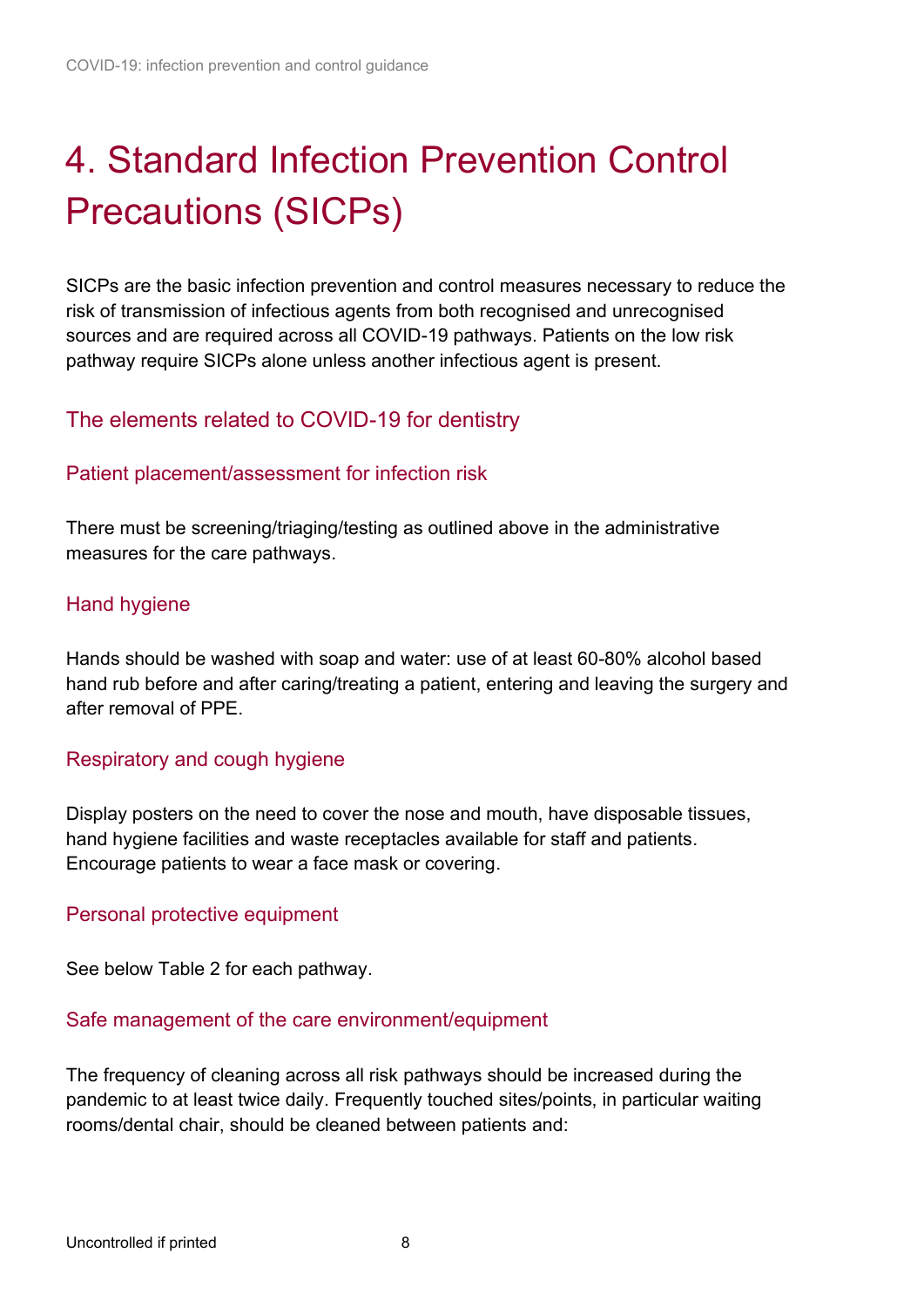# 4. Standard Infection Prevention Control Precautions (SICPs)

SICPs are the basic infection prevention and control measures necessary to reduce the risk of transmission of infectious agents from both recognised and unrecognised sources and are required across all COVID-19 pathways. Patients on the low risk pathway require SICPs alone unless another infectious agent is present.

## The elements related to COVID-19 for dentistry

### Patient placement/assessment for infection risk

There must be screening/triaging/testing as outlined above in the administrative measures for the care pathways.

### Hand hygiene

Hands should be washed with soap and water: use of at least 60-80% alcohol based hand rub before and after caring/treating a patient, entering and leaving the surgery and after removal of PPE.

### Respiratory and cough hygiene

Display posters on the need to cover the nose and mouth, have disposable tissues, hand hygiene facilities and waste receptacles available for staff and patients. Encourage patients to wear a face mask or covering.

### Personal protective equipment

See below Table 2 for each pathway.

### Safe management of the care environment/equipment

The frequency of cleaning across all risk pathways should be increased during the pandemic to at least twice daily. Frequently touched sites/points, in particular waiting rooms/dental chair, should be cleaned between patients and: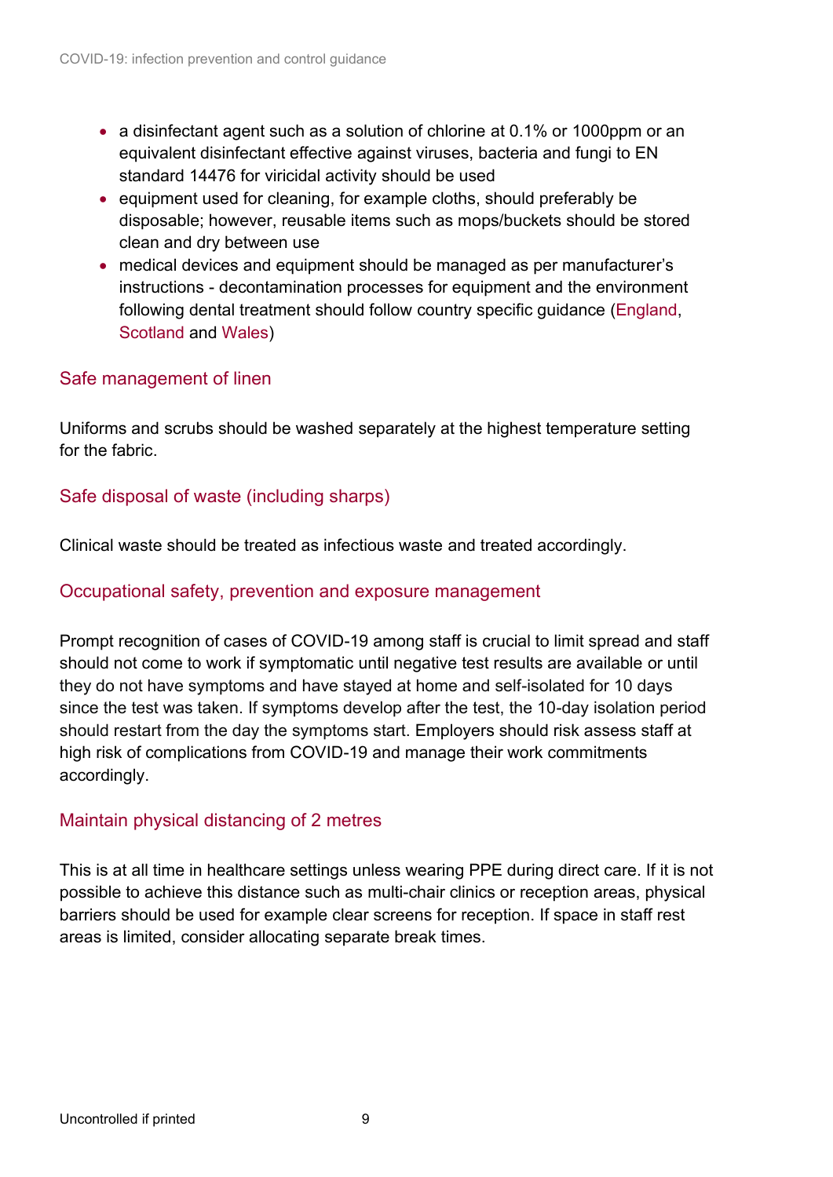- a disinfectant agent such as a solution of chlorine at 0.1% or 1000ppm or an equivalent disinfectant effective against viruses, bacteria and fungi to EN standard 14476 for viricidal activity should be used
- equipment used for cleaning, for example cloths, should preferably be disposable; however, reusable items such as mops/buckets should be stored clean and dry between use
- medical devices and equipment should be managed as per manufacturer's instructions - decontamination processes for equipment and the environment following dental treatment should follow country specific guidance (England, Scotland and Wales)

## Safe management of linen

Uniforms and scrubs should be washed separately at the highest temperature setting for the fabric.

## Safe disposal of waste (including sharps)

Clinical waste should be treated as infectious waste and treated accordingly.

## Occupational safety, prevention and exposure management

Prompt recognition of cases of COVID-19 among staff is crucial to limit spread and staff should not come to work if symptomatic until negative test results are available or until they do not have symptoms and have stayed at home and self-isolated for 10 days since the test was taken. If symptoms develop after the test, the 10-day isolation period should restart from the day the symptoms start. Employers should risk assess staff at high risk of complications from COVID-19 and manage their work commitments accordingly.

## Maintain physical distancing of 2 metres

This is at all time in healthcare settings unless wearing PPE during direct care. If it is not possible to achieve this distance such as multi-chair clinics or reception areas, physical barriers should be used for example clear screens for reception. If space in staff rest areas is limited, consider allocating separate break times.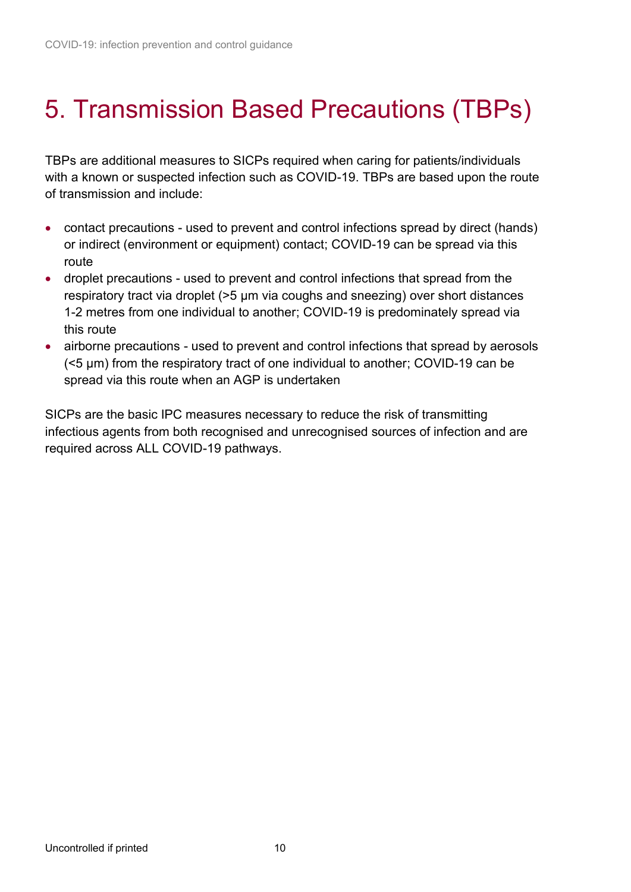# 5. Transmission Based Precautions (TBPs)

TBPs are additional measures to SICPs required when caring for patients/individuals with a known or suspected infection such as COVID-19. TBPs are based upon the route of transmission and include:

- contact precautions - used to prevent and control infections spread by direct (hands) or indirect (environment or equipment) contact; COVID-19 can be spread via this route
- droplet precautions - used to prevent and control infections that spread from the respiratory tract via droplet (>5 μm via coughs and sneezing) over short distances 1-2 metres from one individual to another; COVID-19 is predominately spread via this route
- airborne precautions - used to prevent and control infections that spread by aerosols (<5 μm) from the respiratory tract of one individual to another; COVID-19 can be spread via this route when an AGP is undertaken

SICPs are the basic IPC measures necessary to reduce the risk of transmitting infectious agents from both recognised and unrecognised sources of infection and are required across ALL COVID-19 pathways.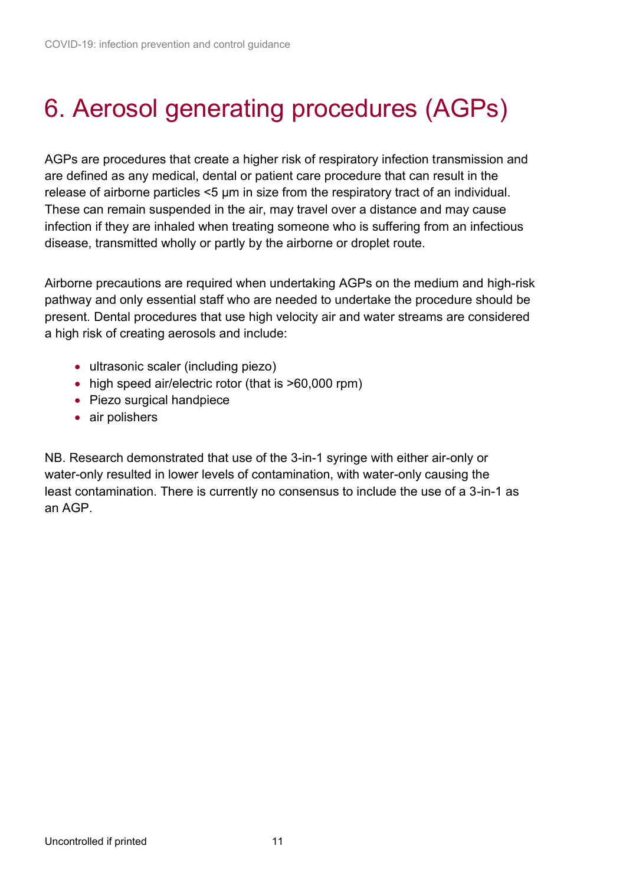# 6. Aerosol generating procedures (AGPs)

AGPs are procedures that create a higher risk of respiratory infection transmission and are defined as any medical, dental or patient care procedure that can result in the release of airborne particles <5 μm in size from the respiratory tract of an individual. These can remain suspended in the air, may travel over a distance and may cause infection if they are inhaled when treating someone who is suffering from an infectious disease, transmitted wholly or partly by the airborne or droplet route.

Airborne precautions are required when undertaking AGPs on the medium and high-risk pathway and only essential staff who are needed to undertake the procedure should be present. Dental procedures that use high velocity air and water streams are considered a high risk of creating aerosols and include:

- ultrasonic scaler (including piezo)
- high speed air/electric rotor (that is >60,000 rpm)
- Piezo surgical handpiece
- air polishers

NB. Research demonstrated that use of the 3-in-1 syringe with either air-only or water-only resulted in lower levels of contamination, with water-only causing the least contamination. There is currently no consensus to include the use of a 3-in-1 as an AGP.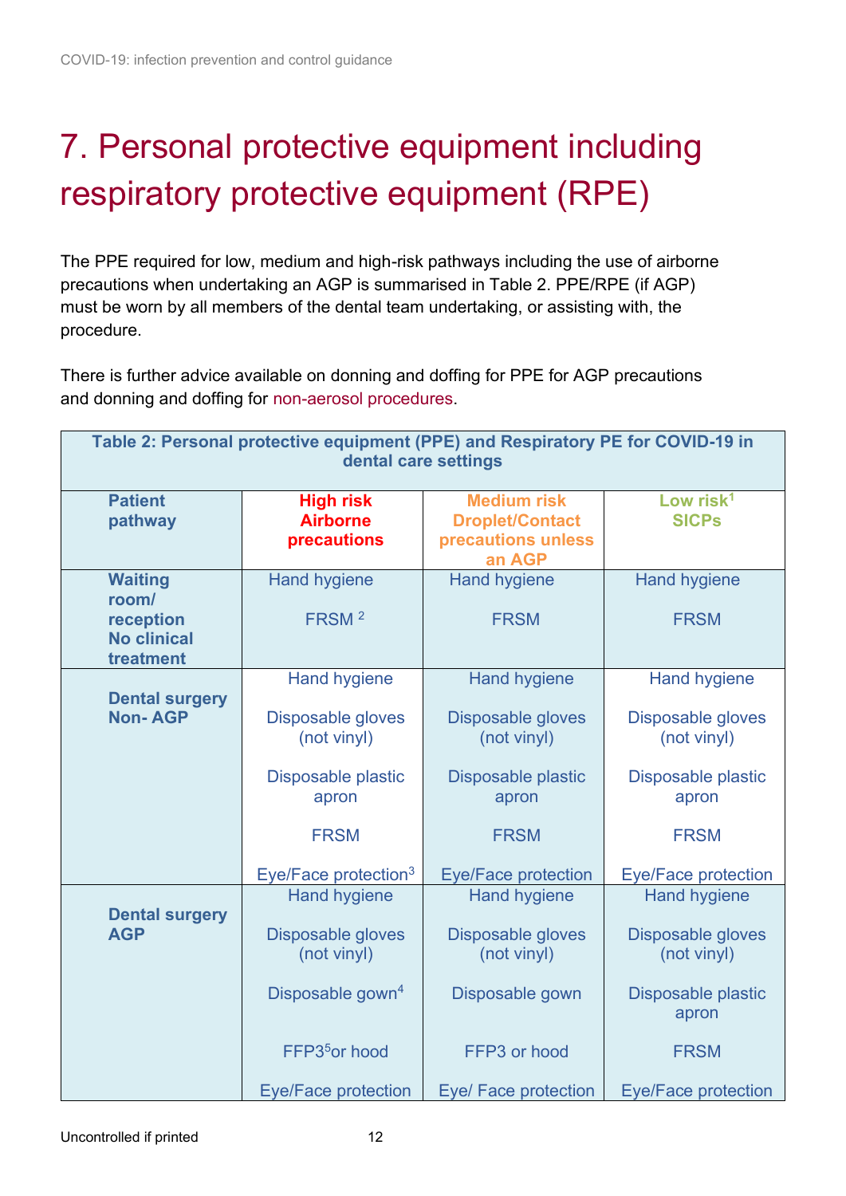# 7. Personal protective equipment including respiratory protective equipment (RPE)

The PPE required for low, medium and high-risk pathways including the use of airborne precautions when undertaking an AGP is summarised in Table 2. PPE/RPE (if AGP) must be worn by all members of the dental team undertaking, or assisting with, the procedure.

There is further advice available on donning and doffing for PPE for AGP precautions and donning and doffing for non-aerosol procedures.

**Table 2: Personal protective equipment (PPE) and Respiratory PE for COVID-19 in dental care settings**

| Patient pathway | High risk Airborne precautions | Medium risk Droplet/Contact precautions unless an AGP | Low risk[1] SICPs |
|---|---|---|---|
| **Waiting room/ reception No clinical treatment** | Hand hygiene<br><br>FRSM [2] | Hand hygiene<br><br>FRSM | Hand hygiene<br><br>FRSM |
| **Dental surgery Non- AGP** | Hand hygiene<br><br>Disposable gloves (not vinyl)<br><br>Disposable plastic apron<br><br>FRSM<br><br>Eye/Face protection[3] | Hand hygiene<br><br>Disposable gloves (not vinyl)<br><br>Disposable plastic apron<br><br>FRSM<br><br>Eye/Face protection | Hand hygiene<br><br>Disposable gloves (not vinyl)<br><br>Disposable plastic apron<br><br>FRSM<br><br>Eye/Face protection |
| **Dental surgery AGP** | Hand hygiene<br><br>Disposable gloves (not vinyl)<br><br>Disposable gown[4]<br><br>FFP3[5] or hood<br><br>Eye/Face protection | Hand hygiene<br><br>Disposable gloves (not vinyl)<br><br>Disposable gown<br><br>FFP3 or hood<br><br>Eye/ Face protection | Hand hygiene<br><br>Disposable gloves (not vinyl)<br><br>Disposable plastic apron<br><br>FRSM<br><br>Eye/Face protection |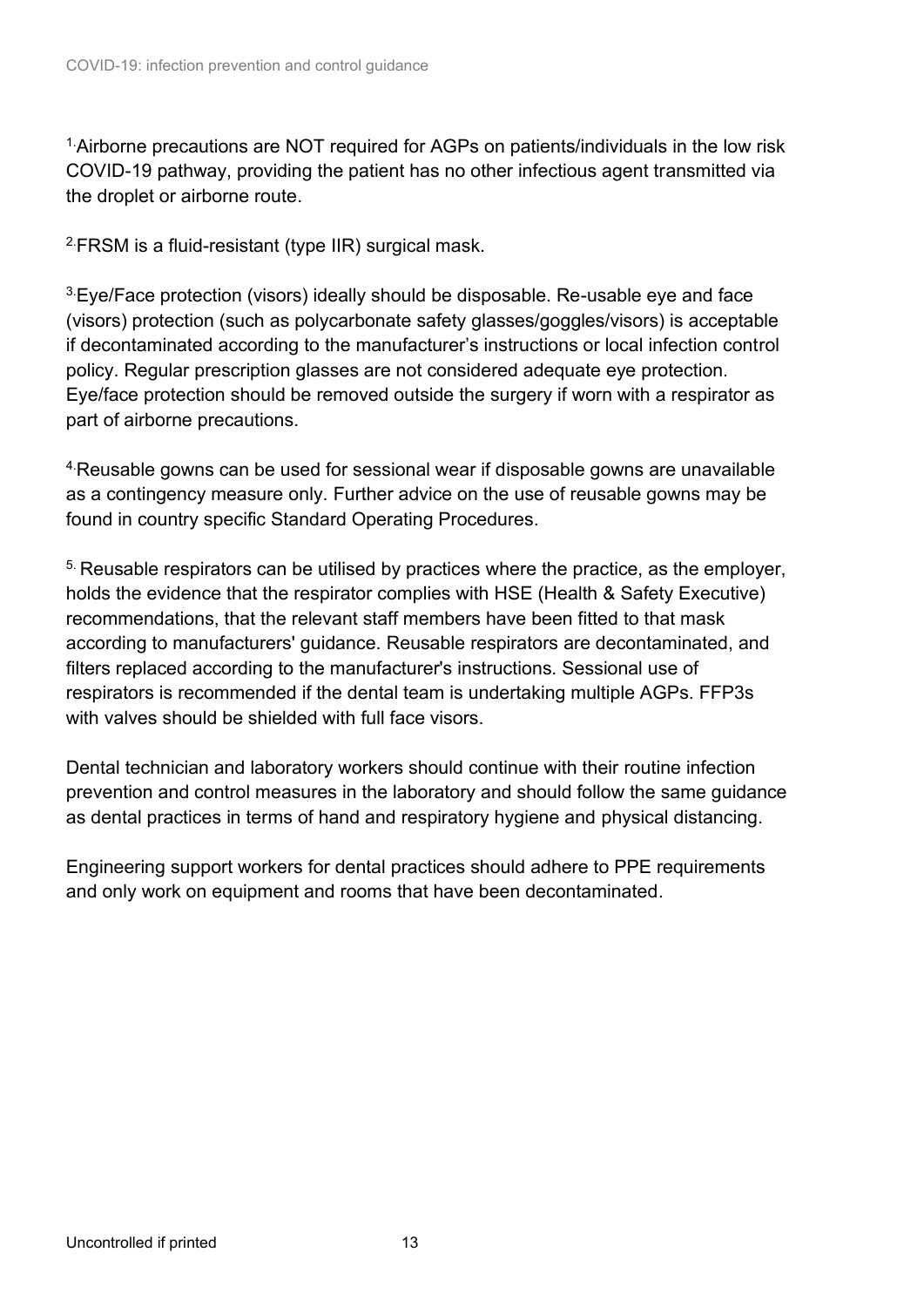[1.] Airborne precautions are NOT required for AGPs on patients/individuals in the low risk COVID-19 pathway, providing the patient has no other infectious agent transmitted via the droplet or airborne route.

[2.] FRSM is a fluid-resistant (type IIR) surgical mask.

[3.] Eye/Face protection (visors) ideally should be disposable. Re-usable eye and face (visors) protection (such as polycarbonate safety glasses/goggles/visors) is acceptable if decontaminated according to the manufacturer's instructions or local infection control policy. Regular prescription glasses are not considered adequate eye protection. Eye/face protection should be removed outside the surgery if worn with a respirator as part of airborne precautions.

[4.] Reusable gowns can be used for sessional wear if disposable gowns are unavailable as a contingency measure only. Further advice on the use of reusable gowns may be found in country specific Standard Operating Procedures.

[5.] Reusable respirators can be utilised by practices where the practice, as the employer, holds the evidence that the respirator complies with HSE (Health & Safety Executive) recommendations, that the relevant staff members have been fitted to that mask according to manufacturers' guidance. Reusable respirators are decontaminated, and filters replaced according to the manufacturer's instructions. Sessional use of respirators is recommended if the dental team is undertaking multiple AGPs. FFP3s with valves should be shielded with full face visors.

Dental technician and laboratory workers should continue with their routine infection prevention and control measures in the laboratory and should follow the same guidance as dental practices in terms of hand and respiratory hygiene and physical distancing.

Engineering support workers for dental practices should adhere to PPE requirements and only work on equipment and rooms that have been decontaminated.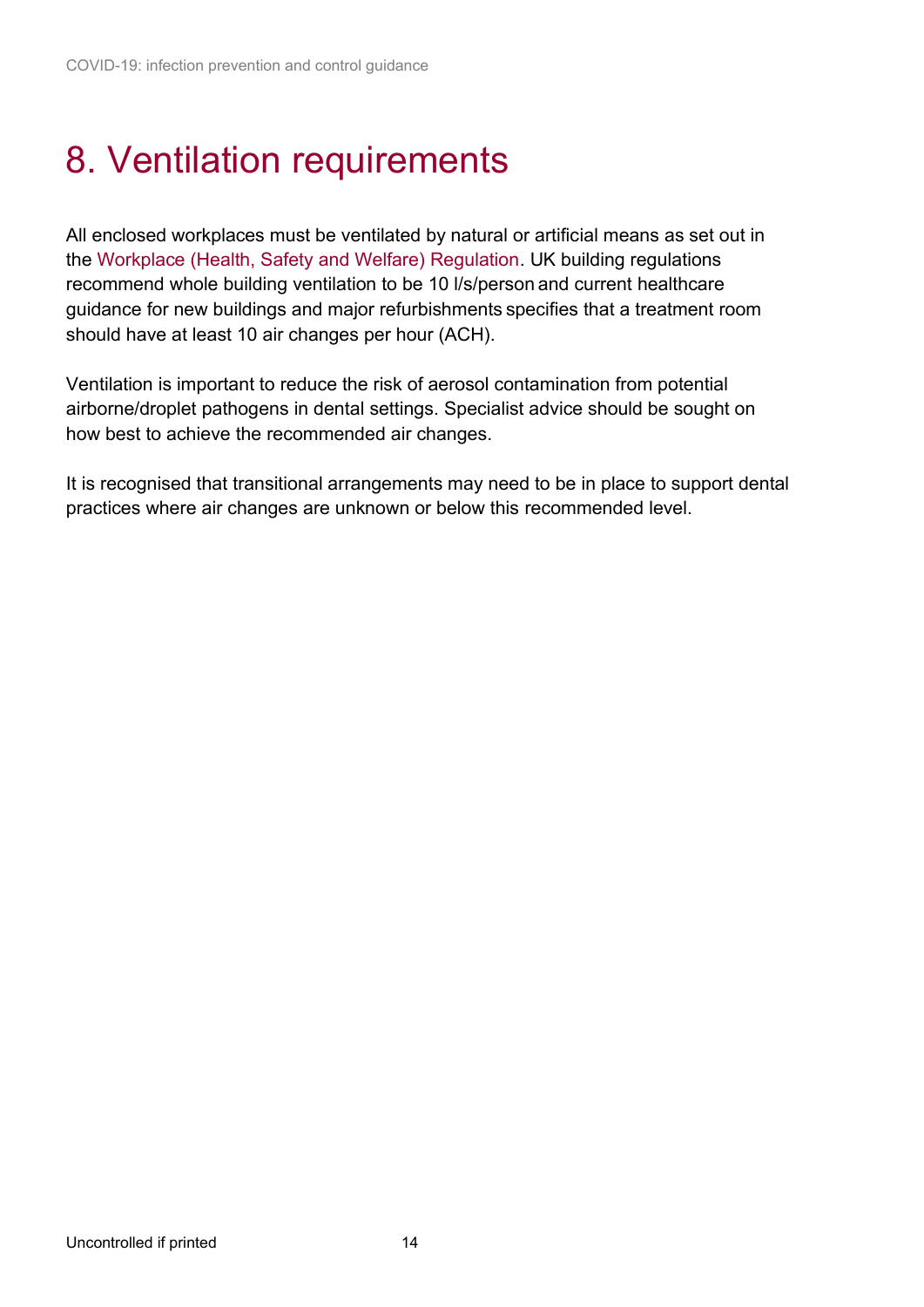# 8. Ventilation requirements

All enclosed workplaces must be ventilated by natural or artificial means as set out in the Workplace (Health, Safety and Welfare) Regulation. UK building regulations recommend whole building ventilation to be 10 l/s/person and current healthcare guidance for new buildings and major refurbishments specifies that a treatment room should have at least 10 air changes per hour (ACH).

Ventilation is important to reduce the risk of aerosol contamination from potential airborne/droplet pathogens in dental settings. Specialist advice should be sought on how best to achieve the recommended air changes.

It is recognised that transitional arrangements may need to be in place to support dental practices where air changes are unknown or below this recommended level.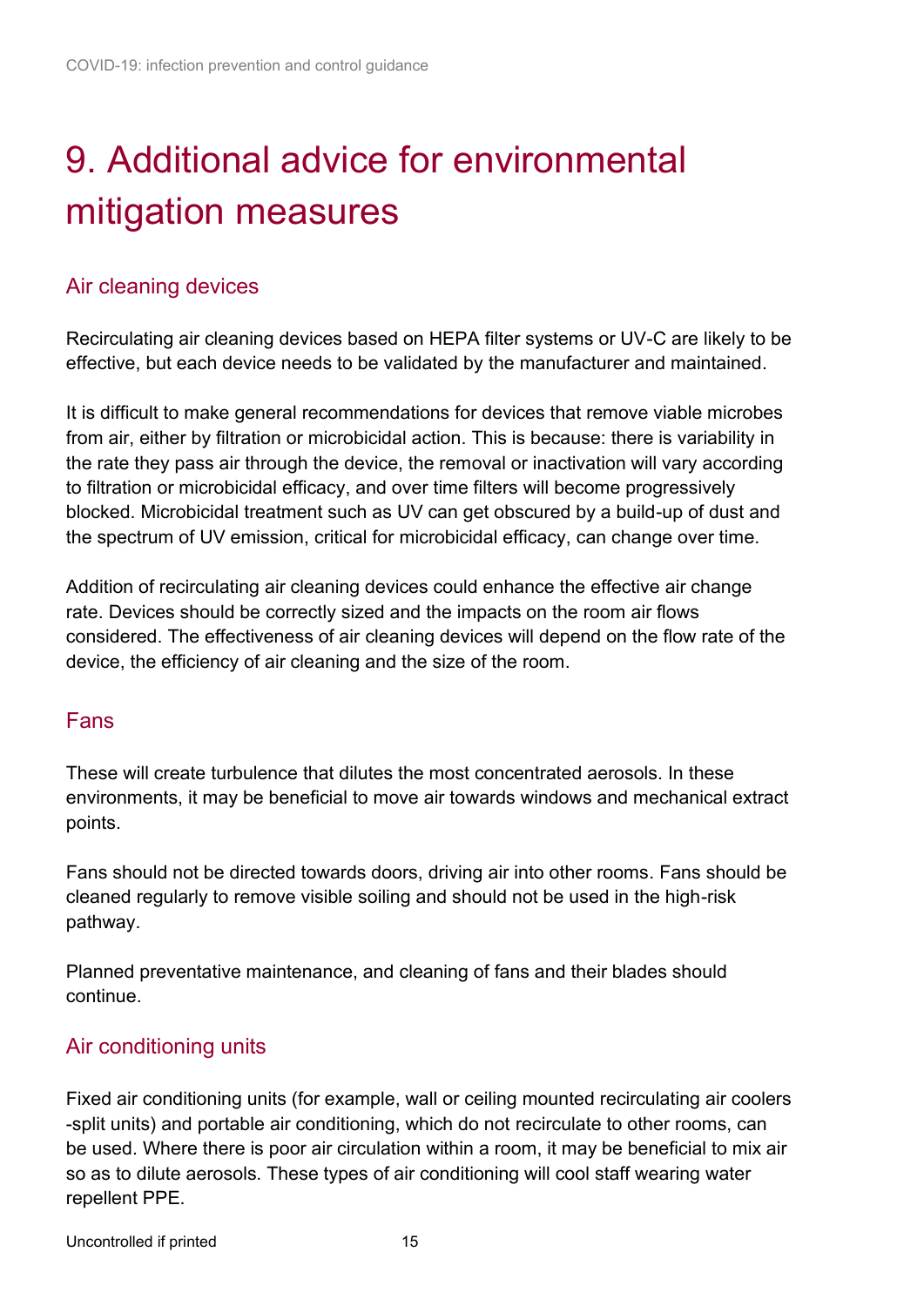# 9. Additional advice for environmental mitigation measures

## Air cleaning devices

Recirculating air cleaning devices based on HEPA filter systems or UV-C are likely to be effective, but each device needs to be validated by the manufacturer and maintained.

It is difficult to make general recommendations for devices that remove viable microbes from air, either by filtration or microbicidal action. This is because: there is variability in the rate they pass air through the device, the removal or inactivation will vary according to filtration or microbicidal efficacy, and over time filters will become progressively blocked. Microbicidal treatment such as UV can get obscured by a build-up of dust and the spectrum of UV emission, critical for microbicidal efficacy, can change over time.

Addition of recirculating air cleaning devices could enhance the effective air change rate. Devices should be correctly sized and the impacts on the room air flows considered. The effectiveness of air cleaning devices will depend on the flow rate of the device, the efficiency of air cleaning and the size of the room.

## Fans

These will create turbulence that dilutes the most concentrated aerosols. In these environments, it may be beneficial to move air towards windows and mechanical extract points.

Fans should not be directed towards doors, driving air into other rooms. Fans should be cleaned regularly to remove visible soiling and should not be used in the high-risk pathway.

Planned preventative maintenance, and cleaning of fans and their blades should continue.

## Air conditioning units

Fixed air conditioning units (for example, wall or ceiling mounted recirculating air coolers -split units) and portable air conditioning, which do not recirculate to other rooms, can be used. Where there is poor air circulation within a room, it may be beneficial to mix air so as to dilute aerosols. These types of air conditioning will cool staff wearing water repellent PPE.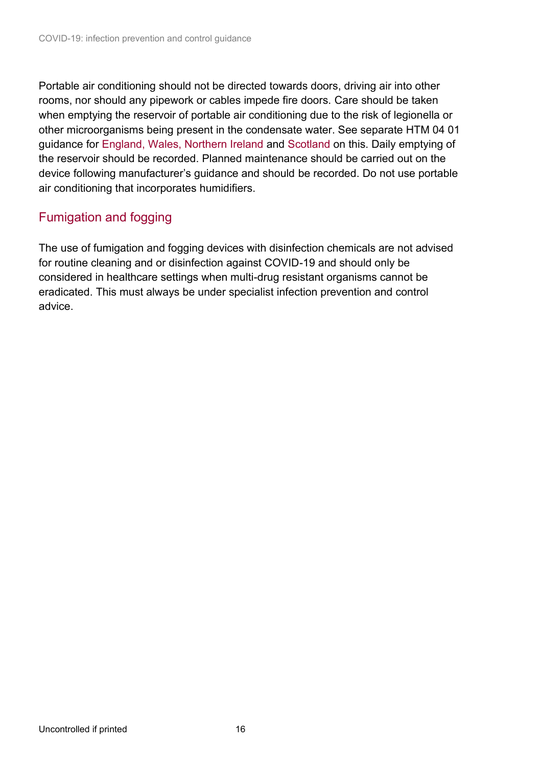Portable air conditioning should not be directed towards doors, driving air into other rooms, nor should any pipework or cables impede fire doors. Care should be taken when emptying the reservoir of portable air conditioning due to the risk of legionella or other microorganisms being present in the condensate water. See separate HTM 04 01 guidance for England, Wales, Northern Ireland and Scotland on this. Daily emptying of the reservoir should be recorded. Planned maintenance should be carried out on the device following manufacturer's guidance and should be recorded. Do not use portable air conditioning that incorporates humidifiers.

## Fumigation and fogging

The use of fumigation and fogging devices with disinfection chemicals are not advised for routine cleaning and or disinfection against COVID-19 and should only be considered in healthcare settings when multi-drug resistant organisms cannot be eradicated. This must always be under specialist infection prevention and control advice.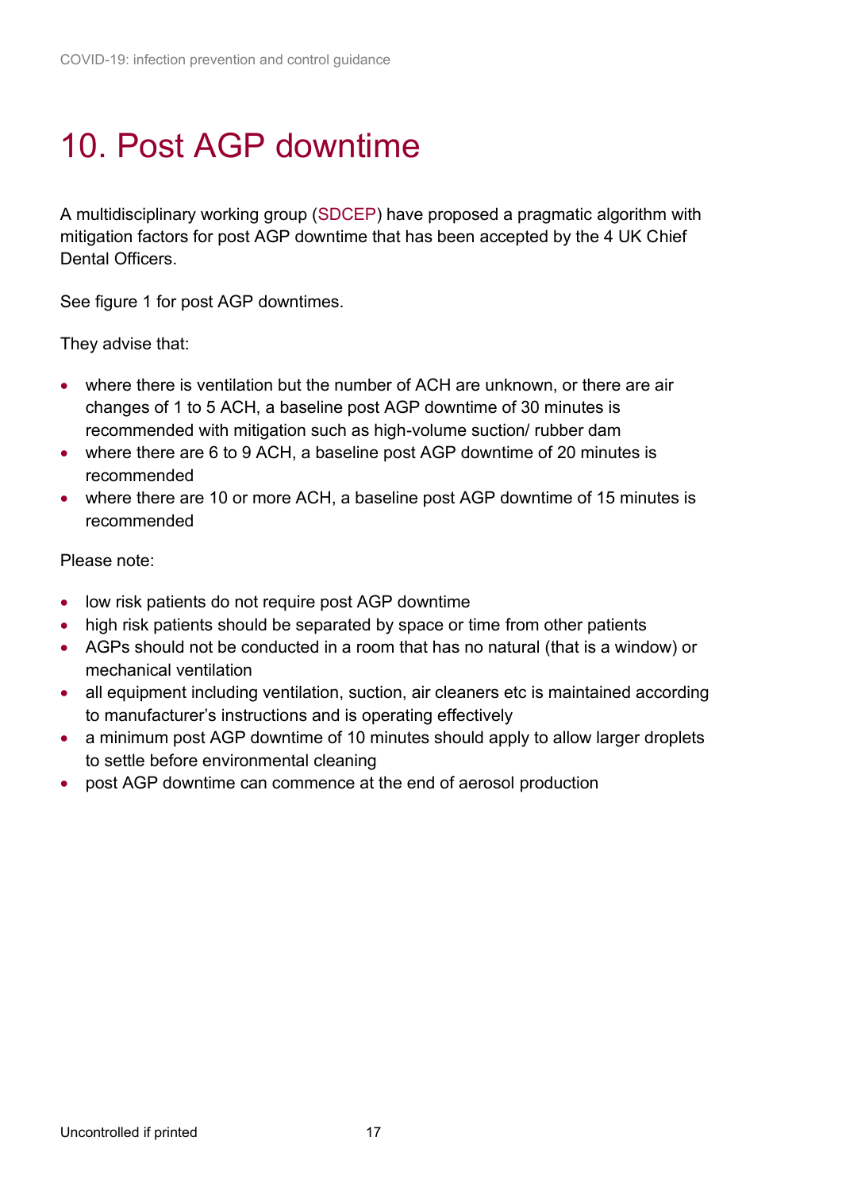# 10. Post AGP downtime

A multidisciplinary working group (SDCEP) have proposed a pragmatic algorithm with mitigation factors for post AGP downtime that has been accepted by the 4 UK Chief Dental Officers.

See figure 1 for post AGP downtimes.

They advise that:

- where there is ventilation but the number of ACH are unknown, or there are air changes of 1 to 5 ACH, a baseline post AGP downtime of 30 minutes is recommended with mitigation such as high-volume suction/ rubber dam
- where there are 6 to 9 ACH, a baseline post AGP downtime of 20 minutes is recommended
- where there are 10 or more ACH, a baseline post AGP downtime of 15 minutes is recommended

Please note:

- low risk patients do not require post AGP downtime
- high risk patients should be separated by space or time from other patients
- AGPs should not be conducted in a room that has no natural (that is a window) or mechanical ventilation
- all equipment including ventilation, suction, air cleaners etc is maintained according to manufacturer's instructions and is operating effectively
- a minimum post AGP downtime of 10 minutes should apply to allow larger droplets to settle before environmental cleaning
- post AGP downtime can commence at the end of aerosol production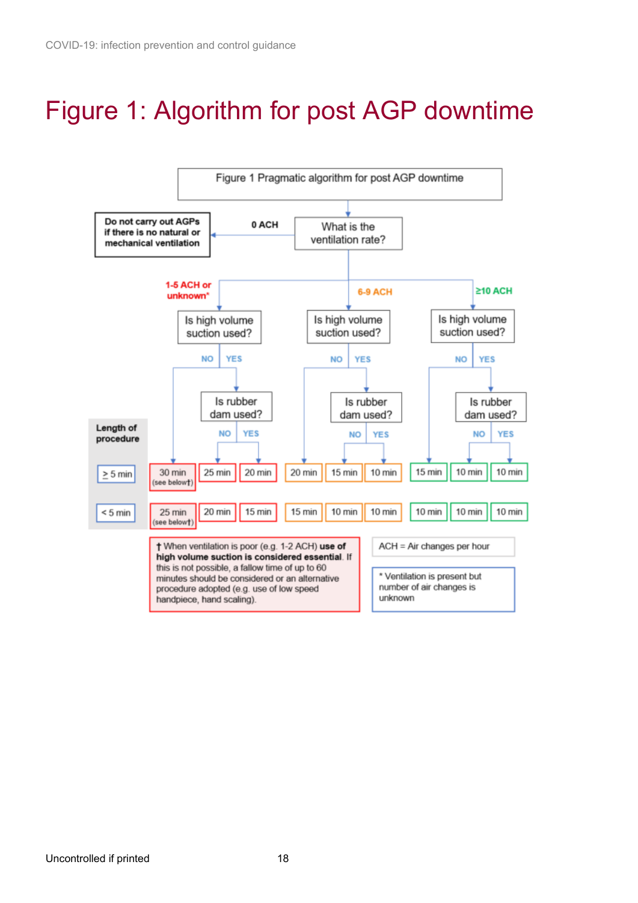# Figure 1: Algorithm for post AGP downtime

Figure 1 Pragmatic algorithm for post AGP downtime

What is the ventilation rate?

- **0 ACH**: **Do not carry out AGPs if there is no natural or mechanical ventilation**
- **1-5 ACH or unknown***: Is high volume suction used?
  - NO
  - YES: Is rubber dam used? (NO / YES)
- **6-9 ACH**: Is high volume suction used?
  - NO
  - YES: Is rubber dam used? (NO / YES)
- **≥10 ACH**: Is high volume suction used?
  - NO
  - YES: Is rubber dam used? (NO / YES)

| Length of procedure | 1-5 ACH or unknown*: Suction NO | 1-5 ACH or unknown*: Suction YES, Rubber dam NO | 1-5 ACH or unknown*: Suction YES, Rubber dam YES | 6-9 ACH: Suction NO | 6-9 ACH: Suction YES, Rubber dam NO | 6-9 ACH: Suction YES, Rubber dam YES | ≥10 ACH: Suction NO | ≥10 ACH: Suction YES, Rubber dam NO | ≥10 ACH: Suction YES, Rubber dam YES |
|---|---|---|---|---|---|---|---|---|---|
| ≥ 5 min | 30 min (see below†) | 25 min | 20 min | 20 min | 15 min | 10 min | 15 min | 10 min | 10 min |
| < 5 min | 25 min (see below†) | 20 min | 15 min | 15 min | 10 min | 10 min | 10 min | 10 min | 10 min |

† When ventilation is poor (e.g. 1-2 ACH) **use of high volume suction is considered essential**. If this is not possible, a fallow time of up to 60 minutes should be considered or an alternative procedure adopted (e.g. use of low speed handpiece, hand scaling).

ACH = Air changes per hour

* Ventilation is present but number of air changes is unknown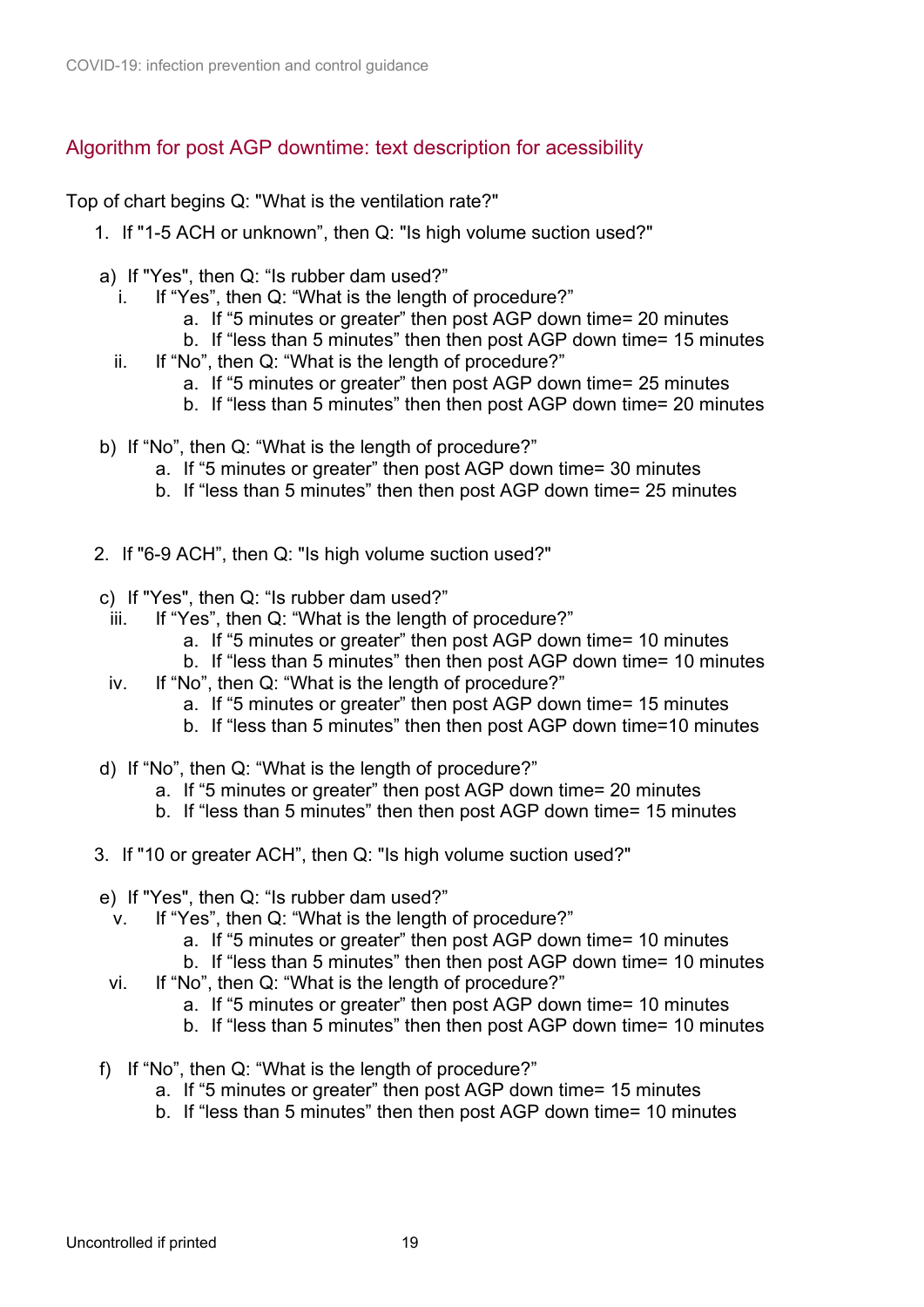## Algorithm for post AGP downtime: text description for acessibility

Top of chart begins Q: "What is the ventilation rate?"

1. If "1-5 ACH or unknown", then Q: "Is high volume suction used?"

   a) If "Yes", then Q: "Is rubber dam used?"
      i. If "Yes", then Q: "What is the length of procedure?"
         a. If "5 minutes or greater" then post AGP down time= 20 minutes
         b. If "less than 5 minutes" then then post AGP down time= 15 minutes
      ii. If "No", then Q: "What is the length of procedure?"
         a. If "5 minutes or greater" then post AGP down time= 25 minutes
         b. If "less than 5 minutes" then then post AGP down time= 20 minutes

   b) If "No", then Q: "What is the length of procedure?"
      a. If "5 minutes or greater" then post AGP down time= 30 minutes
      b. If "less than 5 minutes" then then post AGP down time= 25 minutes

2. If "6-9 ACH", then Q: "Is high volume suction used?"

   c) If "Yes", then Q: "Is rubber dam used?"
      iii. If "Yes", then Q: "What is the length of procedure?"
         a. If "5 minutes or greater" then post AGP down time= 10 minutes
         b. If "less than 5 minutes" then then post AGP down time= 10 minutes
      iv. If "No", then Q: "What is the length of procedure?"
         a. If "5 minutes or greater" then post AGP down time= 15 minutes
         b. If "less than 5 minutes" then then post AGP down time=10 minutes

   d) If "No", then Q: "What is the length of procedure?"
      a. If "5 minutes or greater" then post AGP down time= 20 minutes
      b. If "less than 5 minutes" then then post AGP down time= 15 minutes

3. If "10 or greater ACH", then Q: "Is high volume suction used?"

   e) If "Yes", then Q: "Is rubber dam used?"
      v. If "Yes", then Q: "What is the length of procedure?"
         a. If "5 minutes or greater" then post AGP down time= 10 minutes
         b. If "less than 5 minutes" then then post AGP down time= 10 minutes
      vi. If "No", then Q: "What is the length of procedure?"
         a. If "5 minutes or greater" then post AGP down time= 10 minutes
         b. If "less than 5 minutes" then then post AGP down time= 10 minutes

   f) If "No", then Q: "What is the length of procedure?"
      a. If "5 minutes or greater" then post AGP down time= 15 minutes
      b. If "less than 5 minutes" then then post AGP down time= 10 minutes